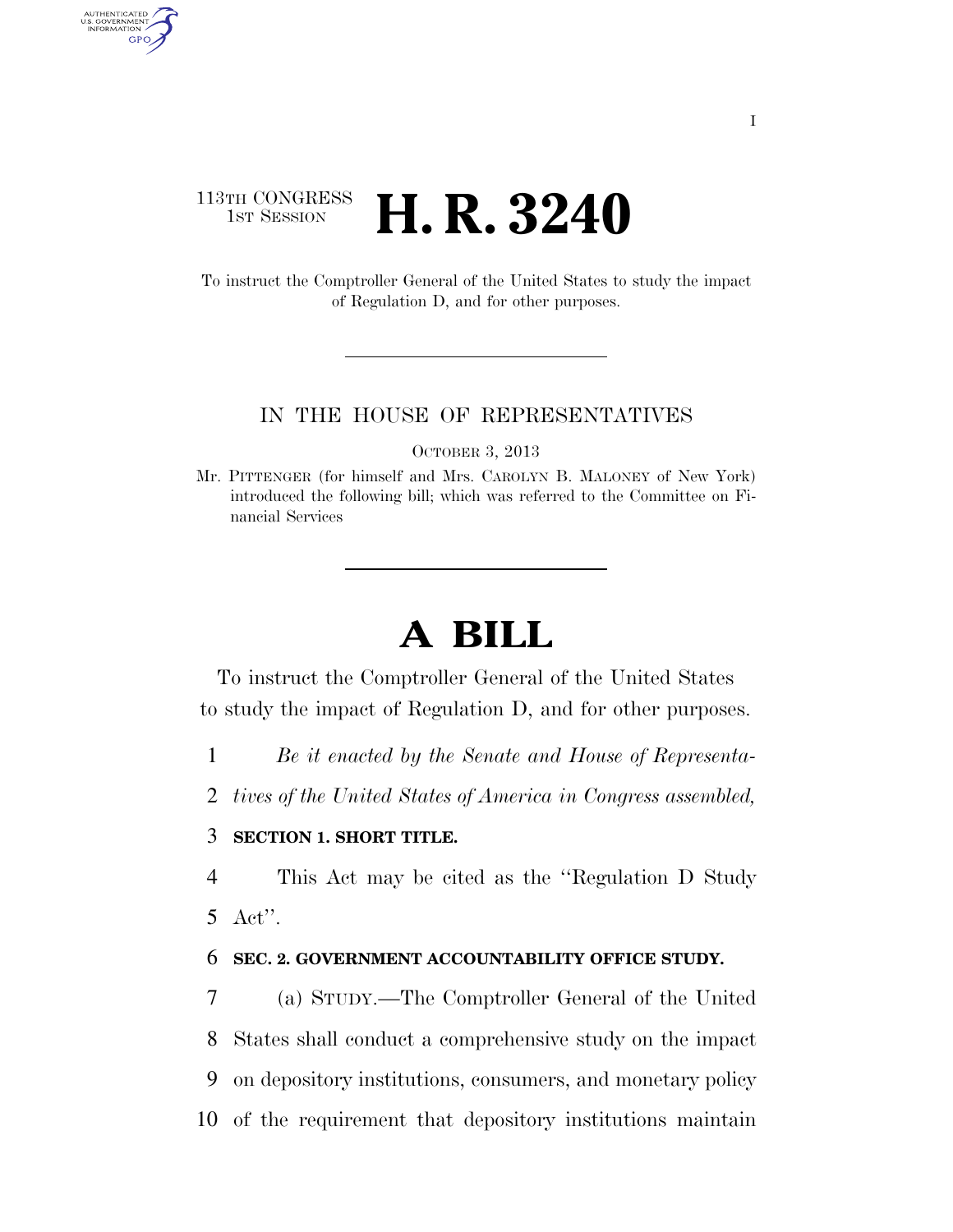113TH CONGRESS
1ST SESSION

# H. R. 3240

To instruct the Comptroller General of the United States to study the impact of Regulation D, and for other purposes.

---

IN THE HOUSE OF REPRESENTATIVES

OCTOBER 3, 2013

Mr. PITTENGER (for himself and Mrs. CAROLYN B. MALONEY of New York) introduced the following bill; which was referred to the Committee on Financial Services

---

# A BILL

To instruct the Comptroller General of the United States to study the impact of Regulation D, and for other purposes.

1 *Be it enacted by the Senate and House of Representa-*
2 *tives of the United States of America in Congress assembled,*

3 **SECTION 1. SHORT TITLE.**

4 This Act may be cited as the "Regulation D Study
5 Act".

6 **SEC. 2. GOVERNMENT ACCOUNTABILITY OFFICE STUDY.**

7 (a) STUDY.—The Comptroller General of the United
8 States shall conduct a comprehensive study on the impact
9 on depository institutions, consumers, and monetary policy
10 of the requirement that depository institutions maintain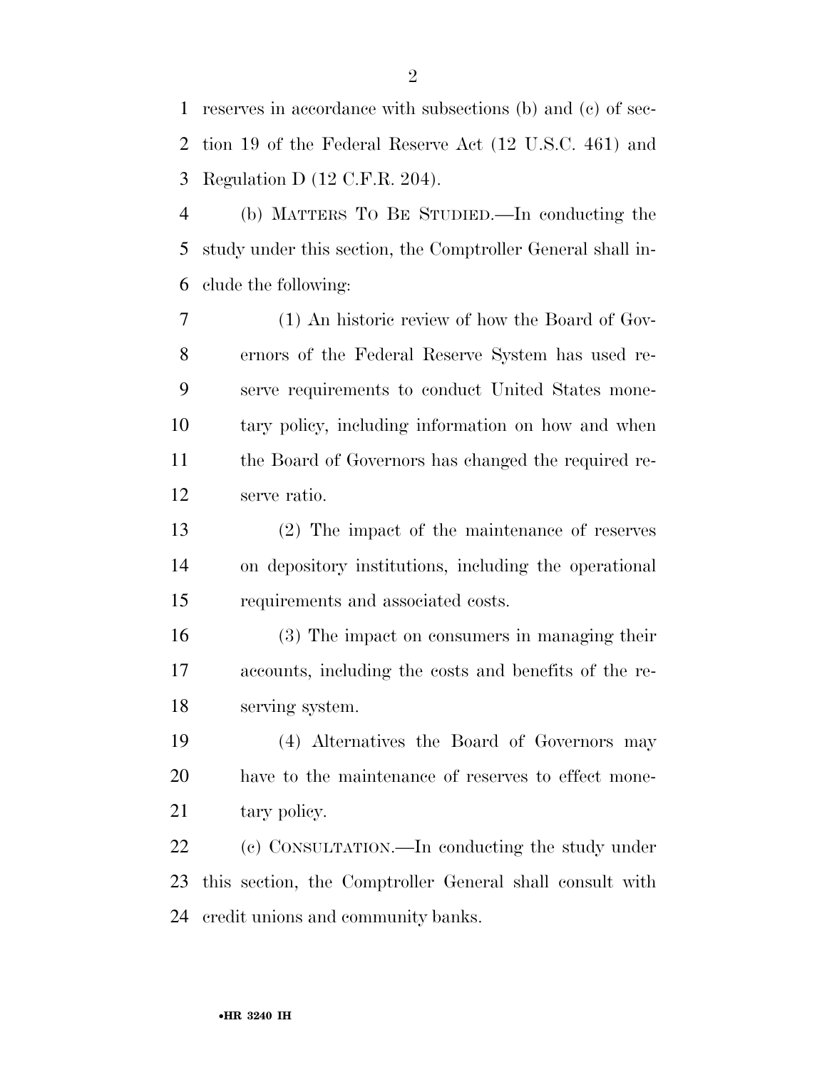reserves in accordance with subsections (b) and (c) of section 19 of the Federal Reserve Act (12 U.S.C. 461) and Regulation D (12 C.F.R. 204).

(b) MATTERS TO BE STUDIED.—In conducting the study under this section, the Comptroller General shall include the following:

(1) An historic review of how the Board of Governors of the Federal Reserve System has used reserve requirements to conduct United States monetary policy, including information on how and when the Board of Governors has changed the required reserve ratio.

(2) The impact of the maintenance of reserves on depository institutions, including the operational requirements and associated costs.

(3) The impact on consumers in managing their accounts, including the costs and benefits of the reserving system.

(4) Alternatives the Board of Governors may have to the maintenance of reserves to effect monetary policy.

(c) CONSULTATION.—In conducting the study under this section, the Comptroller General shall consult with credit unions and community banks.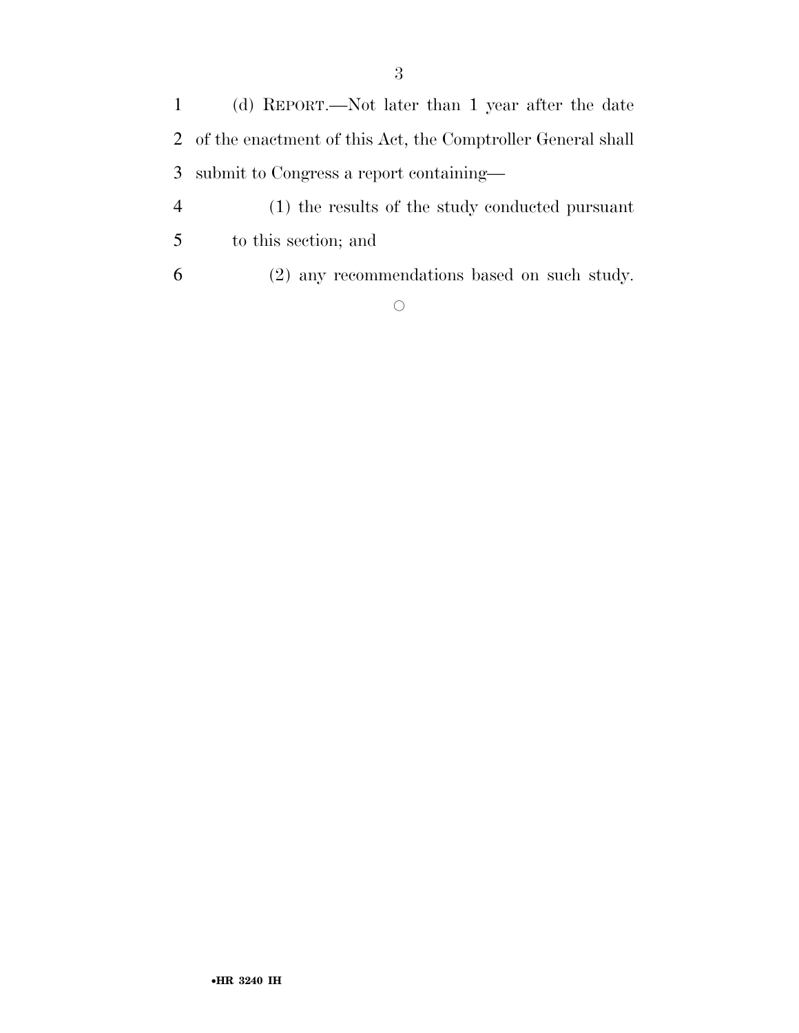(d) REPORT.—Not later than 1 year after the date of the enactment of this Act, the Comptroller General shall submit to Congress a report containing—

(1) the results of the study conducted pursuant to this section; and

(2) any recommendations based on such study.